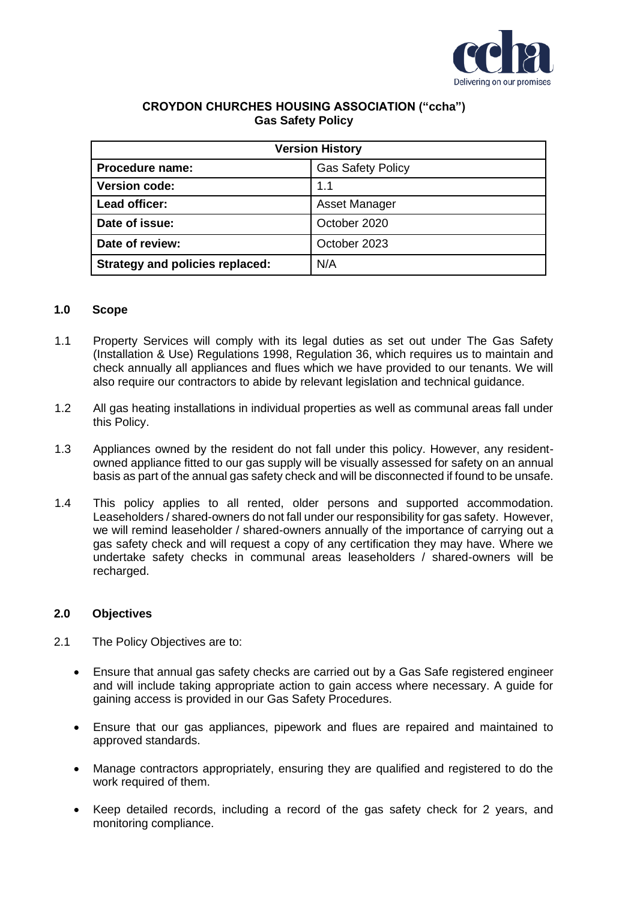# CROYDON CHURCHES HOUSING ASSOCIATION ("ccha")
## Gas Safety Policy

| Version History | |
|---|---|
| **Procedure name:** | Gas Safety Policy |
| **Version code:** | 1.1 |
| **Lead officer:** | Asset Manager |
| **Date of issue:** | October 2020 |
| **Date of review:** | October 2023 |
| **Strategy and policies replaced:** | N/A |

### 1.0 Scope

1.1 Property Services will comply with its legal duties as set out under The Gas Safety (Installation & Use) Regulations 1998, Regulation 36, which requires us to maintain and check annually all appliances and flues which we have provided to our tenants. We will also require our contractors to abide by relevant legislation and technical guidance.

1.2 All gas heating installations in individual properties as well as communal areas fall under this Policy.

1.3 Appliances owned by the resident do not fall under this policy. However, any resident-owned appliance fitted to our gas supply will be visually assessed for safety on an annual basis as part of the annual gas safety check and will be disconnected if found to be unsafe.

1.4 This policy applies to all rented, older persons and supported accommodation. Leaseholders / shared-owners do not fall under our responsibility for gas safety. However, we will remind leaseholder / shared-owners annually of the importance of carrying out a gas safety check and will request a copy of any certification they may have. Where we undertake safety checks in communal areas leaseholders / shared-owners will be recharged.

### 2.0 Objectives

2.1 The Policy Objectives are to:

- Ensure that annual gas safety checks are carried out by a Gas Safe registered engineer and will include taking appropriate action to gain access where necessary. A guide for gaining access is provided in our Gas Safety Procedures.
- Ensure that our gas appliances, pipework and flues are repaired and maintained to approved standards.
- Manage contractors appropriately, ensuring they are qualified and registered to do the work required of them.
- Keep detailed records, including a record of the gas safety check for 2 years, and monitoring compliance.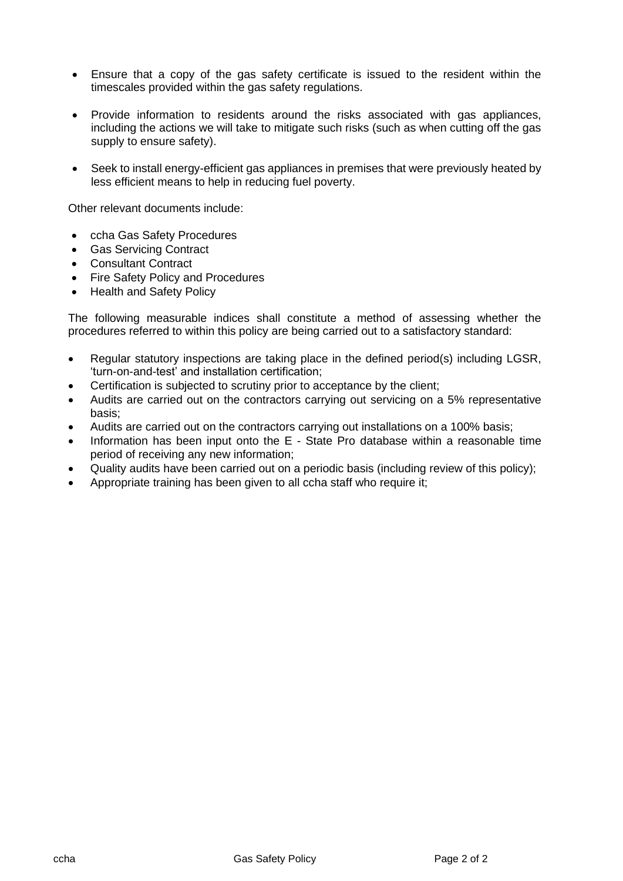- Ensure that a copy of the gas safety certificate is issued to the resident within the timescales provided within the gas safety regulations.

- Provide information to residents around the risks associated with gas appliances, including the actions we will take to mitigate such risks (such as when cutting off the gas supply to ensure safety).

- Seek to install energy-efficient gas appliances in premises that were previously heated by less efficient means to help in reducing fuel poverty.

Other relevant documents include:

- ccha Gas Safety Procedures
- Gas Servicing Contract
- Consultant Contract
- Fire Safety Policy and Procedures
- Health and Safety Policy

The following measurable indices shall constitute a method of assessing whether the procedures referred to within this policy are being carried out to a satisfactory standard:

- Regular statutory inspections are taking place in the defined period(s) including LGSR, 'turn-on-and-test' and installation certification;
- Certification is subjected to scrutiny prior to acceptance by the client;
- Audits are carried out on the contractors carrying out servicing on a 5% representative basis;
- Audits are carried out on the contractors carrying out installations on a 100% basis;
- Information has been input onto the E - State Pro database within a reasonable time period of receiving any new information;
- Quality audits have been carried out on a periodic basis (including review of this policy);
- Appropriate training has been given to all ccha staff who require it;